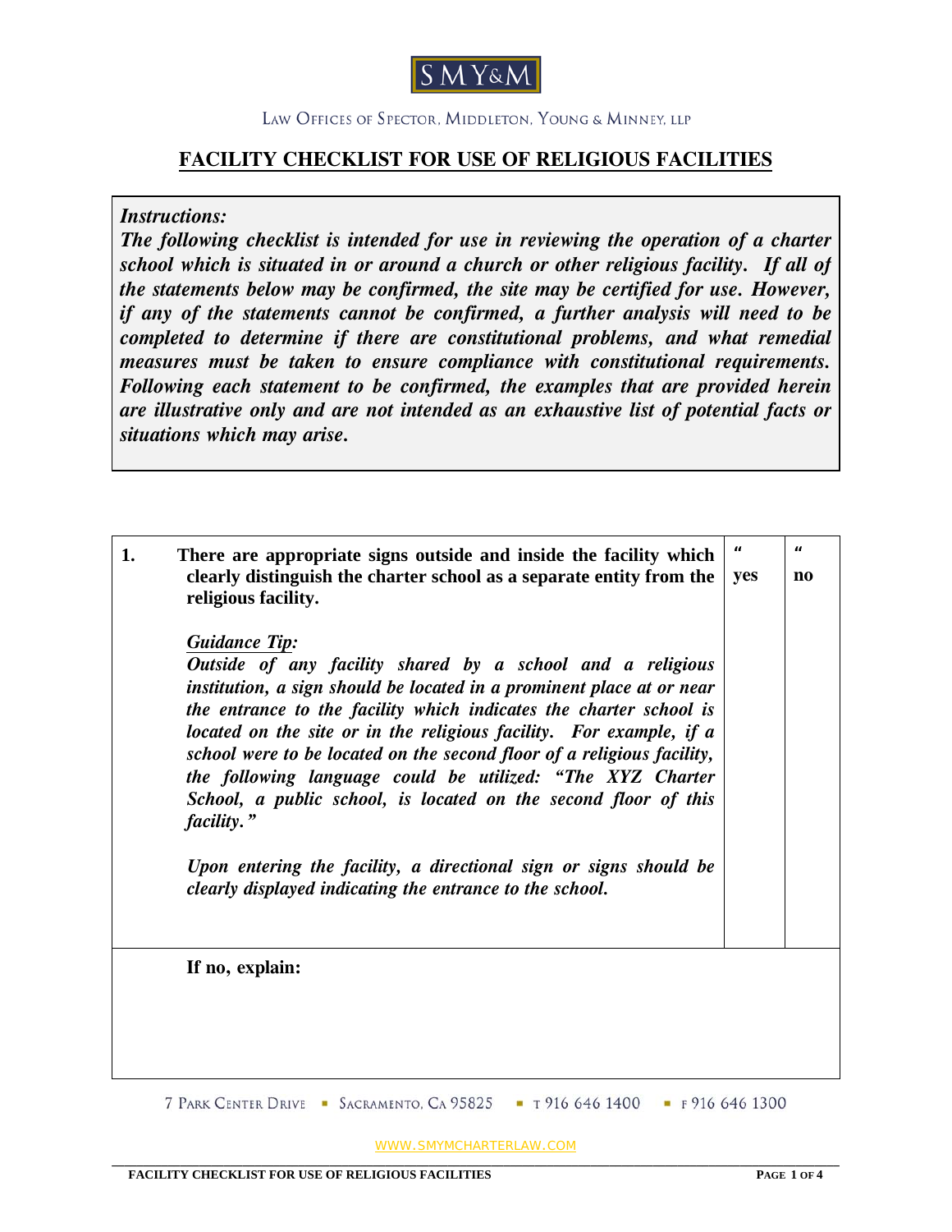SMY&M

LAW OFFICES OF SPECTOR, MIDDLETON, YOUNG & MINNEY, LLP

## FACILITY CHECKLIST FOR USE OF RELIGIOUS FACILITIES

***Instructions:***
***The following checklist is intended for use in reviewing the operation of a charter school which is situated in or around a church or other religious facility. If all of the statements below may be confirmed, the site may be certified for use. However, if any of the statements cannot be confirmed, a further analysis will need to be completed to determine if there are constitutional problems, and what remedial measures must be taken to ensure compliance with constitutional requirements. Following each statement to be confirmed, the examples that are provided herein are illustrative only and are not intended as an exhaustive list of potential facts or situations which may arise.***

| | | | |
|---|---|---|---|
| **1.** | **There are appropriate signs outside and inside the facility which clearly distinguish the charter school as a separate entity from the religious facility.**<br><br>***Guidance Tip:***<br>***Outside of any facility shared by a school and a religious institution, a sign should be located in a prominent place at or near the entrance to the facility which indicates the charter school is located on the site or in the religious facility. For example, if a school were to be located on the second floor of a religious facility, the following language could be utilized: "The XYZ Charter School, a public school, is located on the second floor of this facility."***<br><br>***Upon entering the facility, a directional sign or signs should be clearly displayed indicating the entrance to the school.*** | " **yes** | " **no** |
| | **If no, explain:** | | |

7 PARK CENTER DRIVE ▪ SACRAMENTO, CA 95825 ▪ T 916 646 1400 ▪ F 916 646 1300

WWW.SMYMCHARTERLAW.COM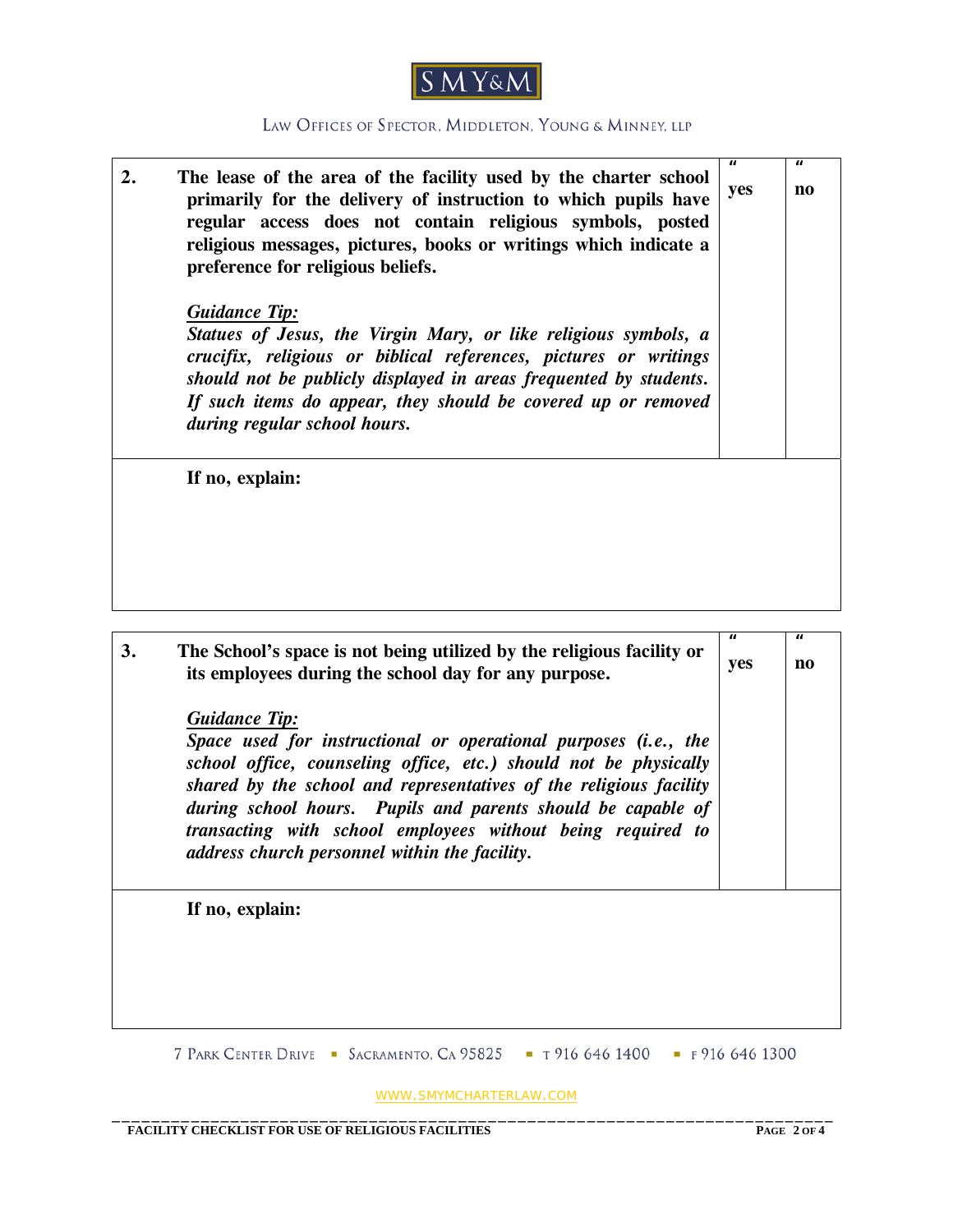| | | | |
|---|---|---|---|
| **2.** | **The lease of the area of the facility used by the charter school primarily for the delivery of instruction to which pupils have regular access does not contain religious symbols, posted religious messages, pictures, books or writings which indicate a preference for religious beliefs.**<br><br>***Guidance Tip:***<br>***Statues of Jesus, the Virgin Mary, or like religious symbols, a crucifix, religious or biblical references, pictures or writings should not be publicly displayed in areas frequented by students. If such items do appear, they should be covered up or removed during regular school hours.*** | " **yes** | " **no** |
| | **If no, explain:** | | |

| | | | |
|---|---|---|---|
| **3.** | **The School's space is not being utilized by the religious facility or its employees during the school day for any purpose.**<br><br>***Guidance Tip:***<br>***Space used for instructional or operational purposes (i.e., the school office, counseling office, etc.) should not be physically shared by the school and representatives of the religious facility during school hours. Pupils and parents should be capable of transacting with school employees without being required to address church personnel within the facility.*** | " **yes** | " **no** |
| | **If no, explain:** | | |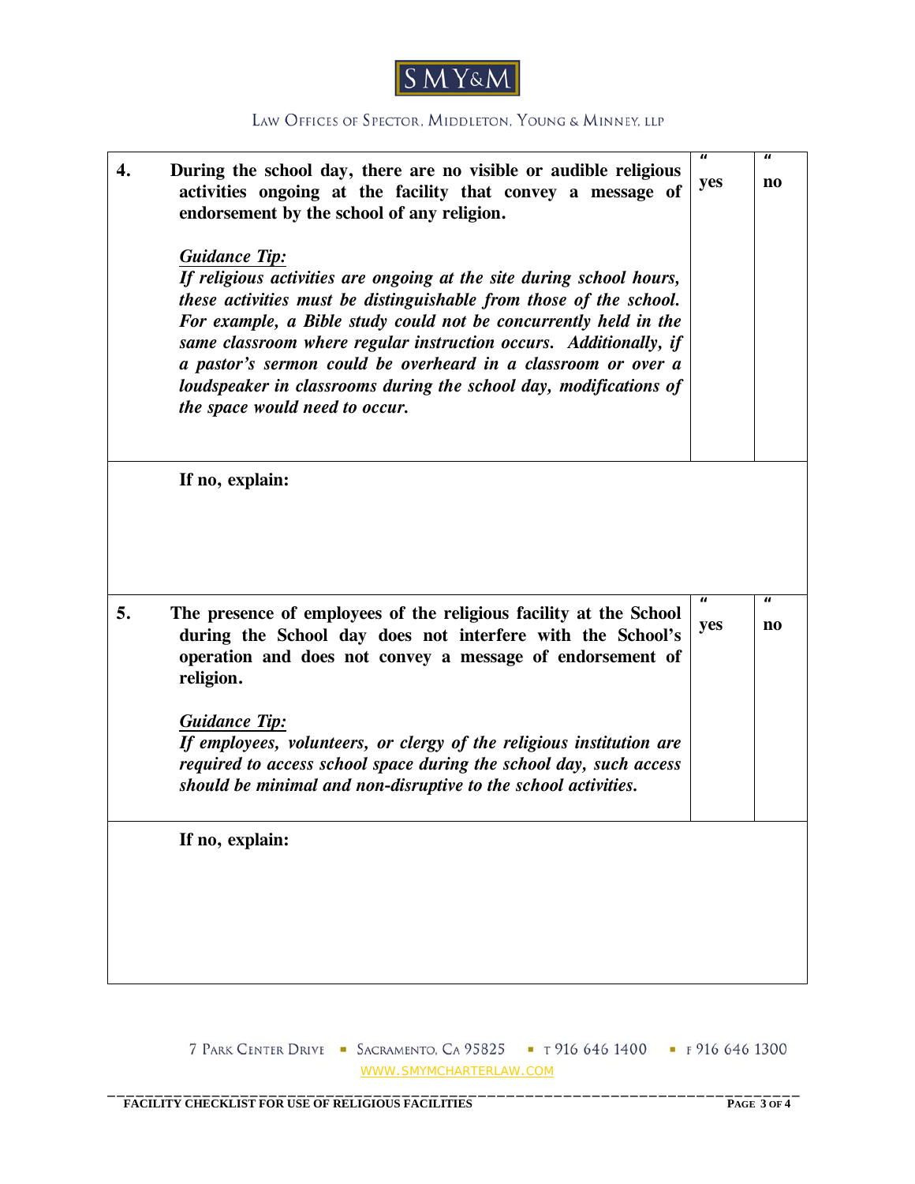| | | | |
|---|---|---|---|
| **4.** | **During the school day, there are no visible or audible religious activities ongoing at the facility that convey a message of endorsement by the school of any religion.**<br><br>***Guidance Tip:***<br>***If religious activities are ongoing at the site during school hours, these activities must be distinguishable from those of the school. For example, a Bible study could not be concurrently held in the same classroom where regular instruction occurs. Additionally, if a pastor's sermon could be overheard in a classroom or over a loudspeaker in classrooms during the school day, modifications of the space would need to occur.*** | " **yes** | " **no** |
| | **If no, explain:** | | |
| **5.** | **The presence of employees of the religious facility at the School during the School day does not interfere with the School's operation and does not convey a message of endorsement of religion.**<br><br>***Guidance Tip:***<br>***If employees, volunteers, or clergy of the religious institution are required to access school space during the school day, such access should be minimal and non-disruptive to the school activities.*** | " **yes** | " **no** |
| | **If no, explain:** | | |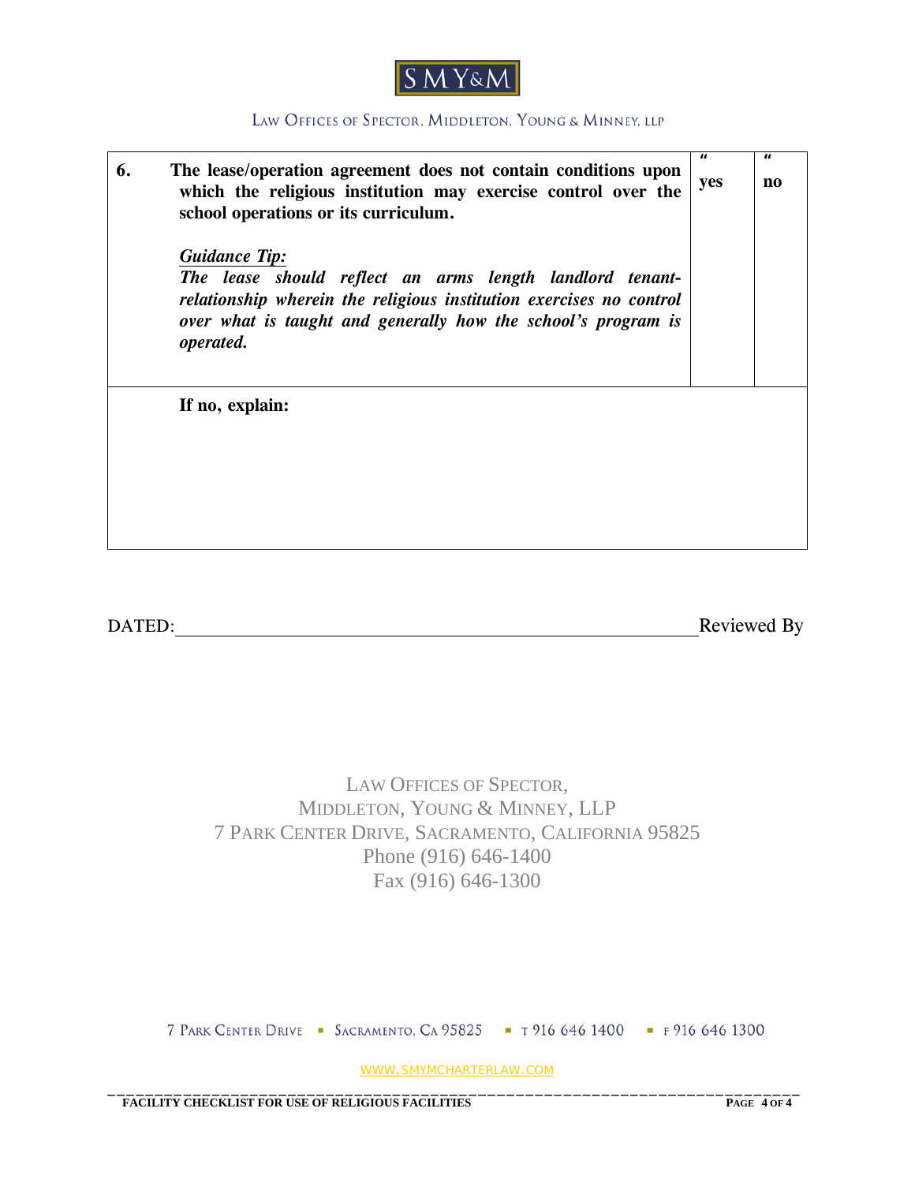| | | |
|---|---|---|
| **6. The lease/operation agreement does not contain conditions upon which the religious institution may exercise control over the school operations or its curriculum.**<br><br>***Guidance Tip:***<br>***The lease should reflect an arms length landlord tenant-relationship wherein the religious institution exercises no control over what is taught and generally how the school's program is operated.*** | " **yes** | " **no** |
| **If no, explain:** | | |

DATED:______________________________________________________ Reviewed By

LAW OFFICES OF SPECTOR,
MIDDLETON, YOUNG & MINNEY, LLP
7 PARK CENTER DRIVE, SACRAMENTO, CALIFORNIA 95825
Phone (916) 646-1400
Fax (916) 646-1300